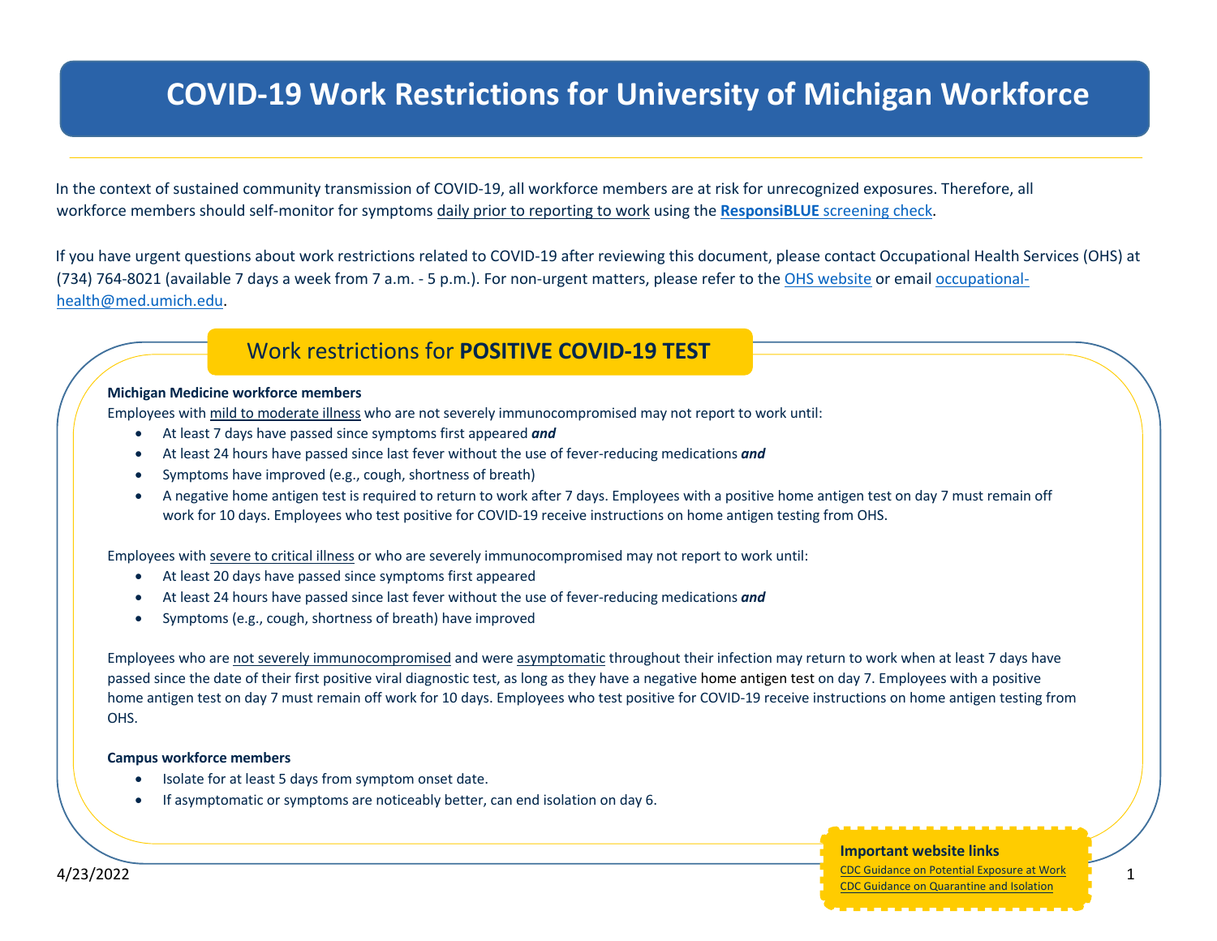# COVID-19 Work Restrictions for University of Michigan Workforce

In the context of sustained community transmission of COVID-19, all workforce members are at risk for unrecognized exposures. Therefore, all workforce members should self-monitor for symptoms daily prior to reporting to work using the **ResponsiBLUE** screening check.

If you have urgent questions about work restrictions related to COVID-19 after reviewing this document, please contact Occupational Health Services (OHS) at (734) 764-8021 (available 7 days a week from 7 a.m. - 5 p.m.). For non-urgent matters, please refer to the OHS website or email occupational-health@med.umich.edu.

## Work restrictions for **POSITIVE COVID-19 TEST**

**Michigan Medicine workforce members**

Employees with mild to moderate illness who are not severely immunocompromised may not report to work until:

- At least 7 days have passed since symptoms first appeared ***and***
- At least 24 hours have passed since last fever without the use of fever-reducing medications ***and***
- Symptoms have improved (e.g., cough, shortness of breath)
- A negative home antigen test is required to return to work after 7 days. Employees with a positive home antigen test on day 7 must remain off work for 10 days. Employees who test positive for COVID-19 receive instructions on home antigen testing from OHS.

Employees with severe to critical illness or who are severely immunocompromised may not report to work until:

- At least 20 days have passed since symptoms first appeared
- At least 24 hours have passed since last fever without the use of fever-reducing medications ***and***
- Symptoms (e.g., cough, shortness of breath) have improved

Employees who are not severely immunocompromised and were asymptomatic throughout their infection may return to work when at least 7 days have passed since the date of their first positive viral diagnostic test, as long as they have a negative home antigen test on day 7. Employees with a positive home antigen test on day 7 must remain off work for 10 days. Employees who test positive for COVID-19 receive instructions on home antigen testing from OHS.

**Campus workforce members**

- Isolate for at least 5 days from symptom onset date.
- If asymptomatic or symptoms are noticeably better, can end isolation on day 6.

**Important website links**

CDC Guidance on Potential Exposure at Work

CDC Guidance on Quarantine and Isolation

4/23/2022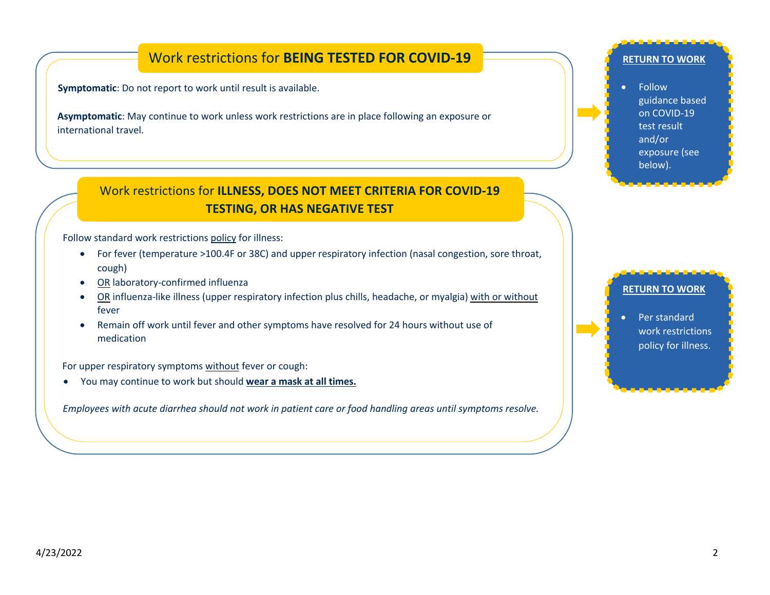## Work restrictions for **BEING TESTED FOR COVID-19**

**Symptomatic**: Do not report to work until result is available.

**Asymptomatic**: May continue to work unless work restrictions are in place following an exposure or international travel.

**RETURN TO WORK**

- Follow guidance based on COVID-19 test result and/or exposure (see below).

## Work restrictions for **ILLNESS, DOES NOT MEET CRITERIA FOR COVID-19 TESTING, OR HAS NEGATIVE TEST**

Follow standard work restrictions policy for illness:

- For fever (temperature >100.4F or 38C) and upper respiratory infection (nasal congestion, sore throat, cough)
- OR laboratory-confirmed influenza
- OR influenza-like illness (upper respiratory infection plus chills, headache, or myalgia) with or without fever
- Remain off work until fever and other symptoms have resolved for 24 hours without use of medication

For upper respiratory symptoms without fever or cough:

- You may continue to work but should **wear a mask at all times.**

*Employees with acute diarrhea should not work in patient care or food handling areas until symptoms resolve.*

**RETURN TO WORK**

- Per standard work restrictions policy for illness.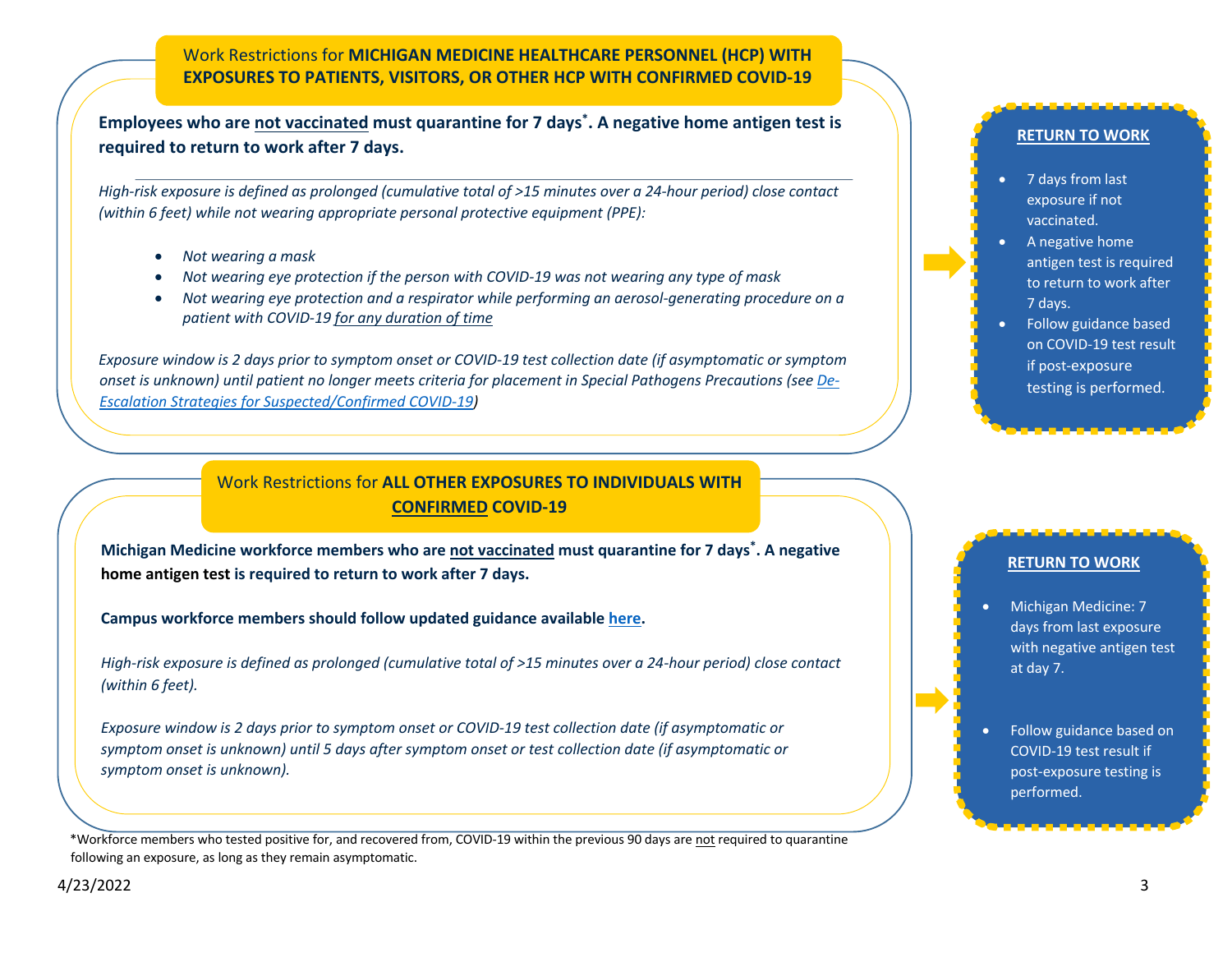## Work Restrictions for **MICHIGAN MEDICINE HEALTHCARE PERSONNEL (HCP) WITH EXPOSURES TO PATIENTS, VISITORS, OR OTHER HCP WITH CONFIRMED COVID-19**

**Employees who are <u>not vaccinated</u> must quarantine for 7 days*. A negative home antigen test is required to return to work after 7 days.**

*High-risk exposure is defined as prolonged (cumulative total of >15 minutes over a 24-hour period) close contact (within 6 feet) while not wearing appropriate personal protective equipment (PPE):*

- *Not wearing a mask*
- *Not wearing eye protection if the person with COVID-19 was not wearing any type of mask*
- *Not wearing eye protection and a respirator while performing an aerosol-generating procedure on a patient with COVID-19 <u>for any duration of time</u>*

*Exposure window is 2 days prior to symptom onset or COVID-19 test collection date (if asymptomatic or symptom onset is unknown) until patient no longer meets criteria for placement in Special Pathogens Precautions (see [De-Escalation Strategies for Suspected/Confirmed COVID-19](De-Escalation Strategies for Suspected/Confirmed COVID-19))*

### RETURN TO WORK

- 7 days from last exposure if not vaccinated.
- A negative home antigen test is required to return to work after 7 days.
- Follow guidance based on COVID-19 test result if post-exposure testing is performed.

## Work Restrictions for **ALL OTHER EXPOSURES TO INDIVIDUALS WITH <u>CONFIRMED</u> COVID-19**

**Michigan Medicine workforce members who are <u>not vaccinated</u> must quarantine for 7 days*. A negative home antigen test is required to return to work after 7 days.**

**Campus workforce members should follow updated guidance available [here](here).**

*High-risk exposure is defined as prolonged (cumulative total of >15 minutes over a 24-hour period) close contact (within 6 feet).*

*Exposure window is 2 days prior to symptom onset or COVID-19 test collection date (if asymptomatic or symptom onset is unknown) until 5 days after symptom onset or test collection date (if asymptomatic or symptom onset is unknown).*

### RETURN TO WORK

- Michigan Medicine: 7 days from last exposure with negative antigen test at day 7.
- Follow guidance based on COVID-19 test result if post-exposure testing is performed.

*Workforce members who tested positive for, and recovered from, COVID-19 within the previous 90 days are <u>not</u> required to quarantine following an exposure, as long as they remain asymptomatic.

4/23/2022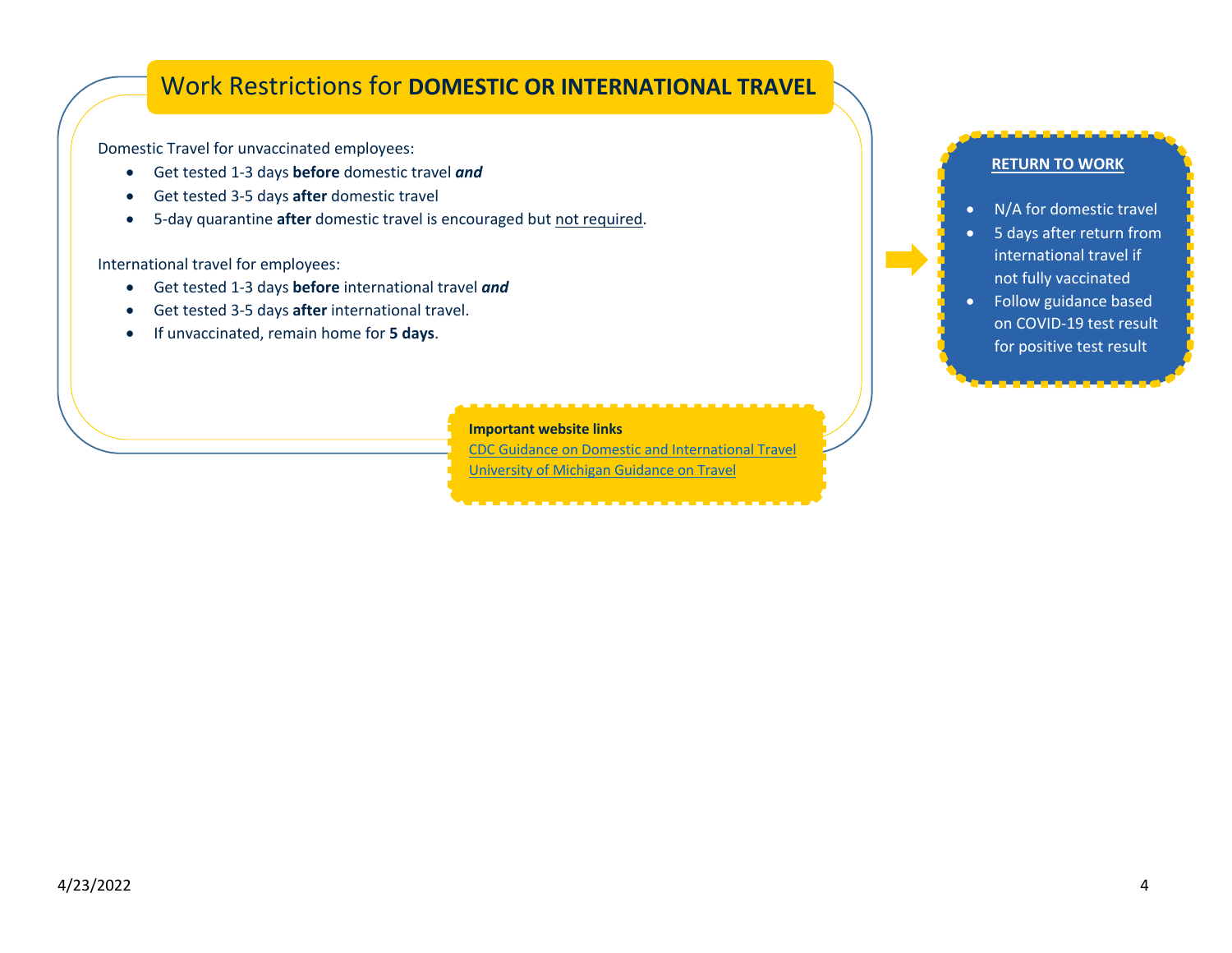## Work Restrictions for **DOMESTIC OR INTERNATIONAL TRAVEL**

Domestic Travel for unvaccinated employees:

- Get tested 1-3 days **before** domestic travel ***and***
- Get tested 3-5 days **after** domestic travel
- 5-day quarantine **after** domestic travel is encouraged but not required.

International travel for employees:

- Get tested 1-3 days **before** international travel ***and***
- Get tested 3-5 days **after** international travel.
- If unvaccinated, remain home for **5 days**.

**Important website links**

CDC Guidance on Domestic and International Travel

University of Michigan Guidance on Travel

**RETURN TO WORK**

- N/A for domestic travel
- 5 days after return from international travel if not fully vaccinated
- Follow guidance based on COVID-19 test result for positive test result

4/23/2022